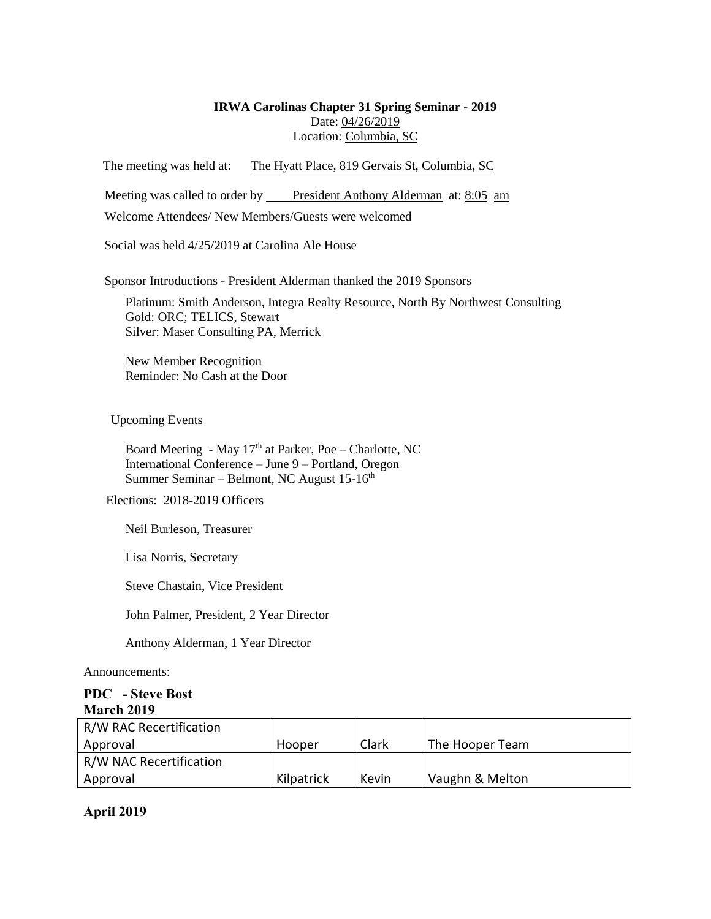**IRWA Carolinas Chapter 31 Spring Seminar - 2019**
Date: 04/26/2019
Location: Columbia, SC

The meeting was held at: The Hyatt Place, 819 Gervais St, Columbia, SC

Meeting was called to order by President Anthony Alderman at: 8:05 am

Welcome Attendees/ New Members/Guests were welcomed

Social was held 4/25/2019 at Carolina Ale House

Sponsor Introductions - President Alderman thanked the 2019 Sponsors

Platinum: Smith Anderson, Integra Realty Resource, North By Northwest Consulting
Gold: ORC; TELICS, Stewart
Silver: Maser Consulting PA, Merrick

New Member Recognition
Reminder: No Cash at the Door

Upcoming Events

Board Meeting - May 17th at Parker, Poe – Charlotte, NC
International Conference – June 9 – Portland, Oregon
Summer Seminar – Belmont, NC August 15-16th

Elections: 2018-2019 Officers

Neil Burleson, Treasurer

Lisa Norris, Secretary

Steve Chastain, Vice President

John Palmer, President, 2 Year Director

Anthony Alderman, 1 Year Director

Announcements:

**PDC - Steve Bost**
**March 2019**

| | | | |
|---|---|---|---|
| R/W RAC Recertification Approval | Hooper | Clark | The Hooper Team |
| R/W NAC Recertification Approval | Kilpatrick | Kevin | Vaughn & Melton |

**April 2019**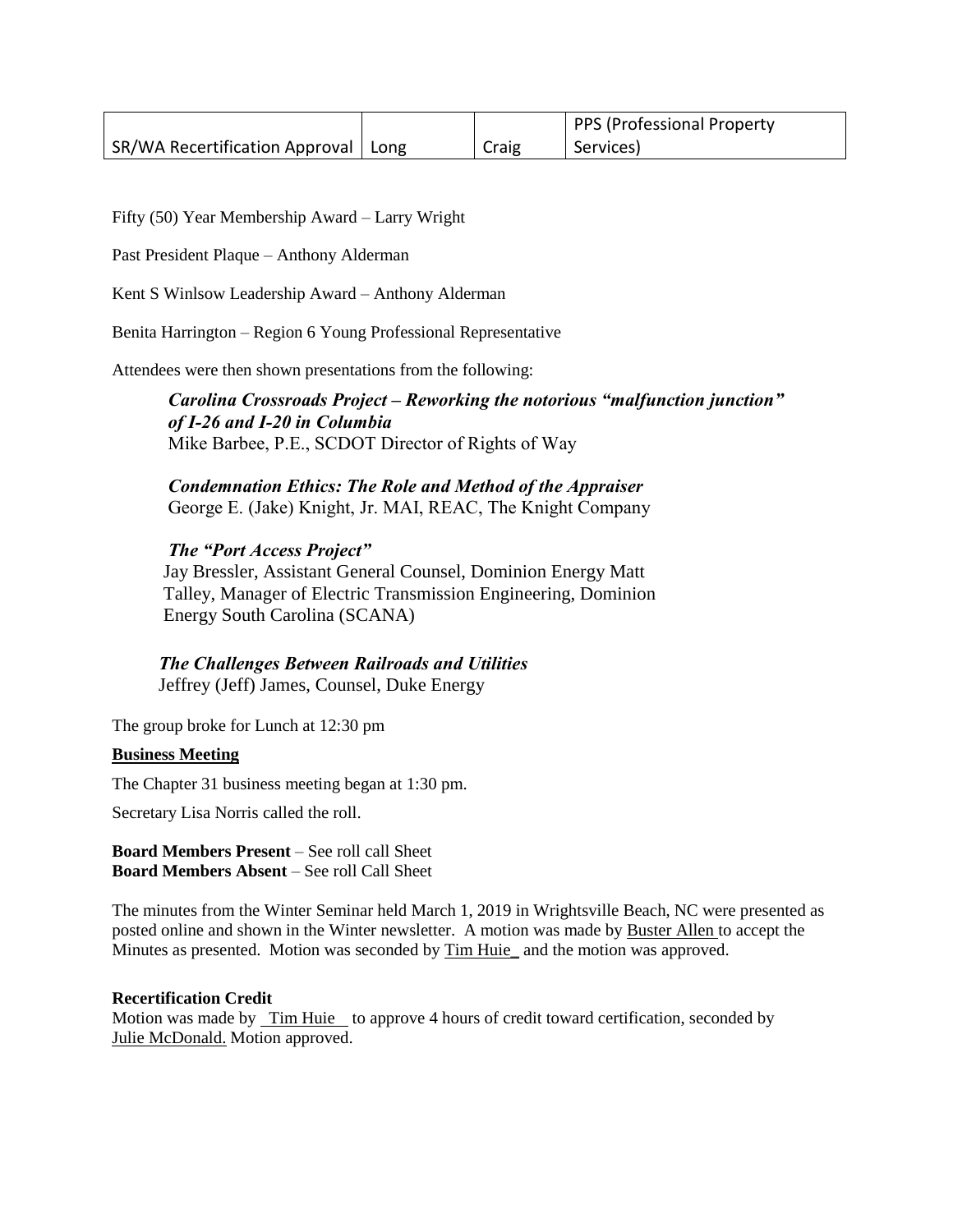| SR/WA Recertification Approval | Long | Craig | PPS (Professional Property Services) |
|---|---|---|---|

Fifty (50) Year Membership Award – Larry Wright

Past President Plaque – Anthony Alderman

Kent S Winlsow Leadership Award – Anthony Alderman

Benita Harrington – Region 6 Young Professional Representative

Attendees were then shown presentations from the following:

***Carolina Crossroads Project – Reworking the notorious "malfunction junction" of I-26 and I-20 in Columbia***
Mike Barbee, P.E., SCDOT Director of Rights of Way

***Condemnation Ethics: The Role and Method of the Appraiser***
George E. (Jake) Knight, Jr. MAI, REAC, The Knight Company

***The "Port Access Project"***
Jay Bressler, Assistant General Counsel, Dominion Energy Matt Talley, Manager of Electric Transmission Engineering, Dominion Energy South Carolina (SCANA)

***The Challenges Between Railroads and Utilities***
Jeffrey (Jeff) James, Counsel, Duke Energy

The group broke for Lunch at 12:30 pm

**Business Meeting**

The Chapter 31 business meeting began at 1:30 pm.

Secretary Lisa Norris called the roll.

**Board Members Present** – See roll call Sheet
**Board Members Absent** – See roll Call Sheet

The minutes from the Winter Seminar held March 1, 2019 in Wrightsville Beach, NC were presented as posted online and shown in the Winter newsletter. A motion was made by Buster Allen to accept the Minutes as presented. Motion was seconded by Tim Huie and the motion was approved.

**Recertification Credit**
Motion was made by Tim Huie to approve 4 hours of credit toward certification, seconded by Julie McDonald. Motion approved.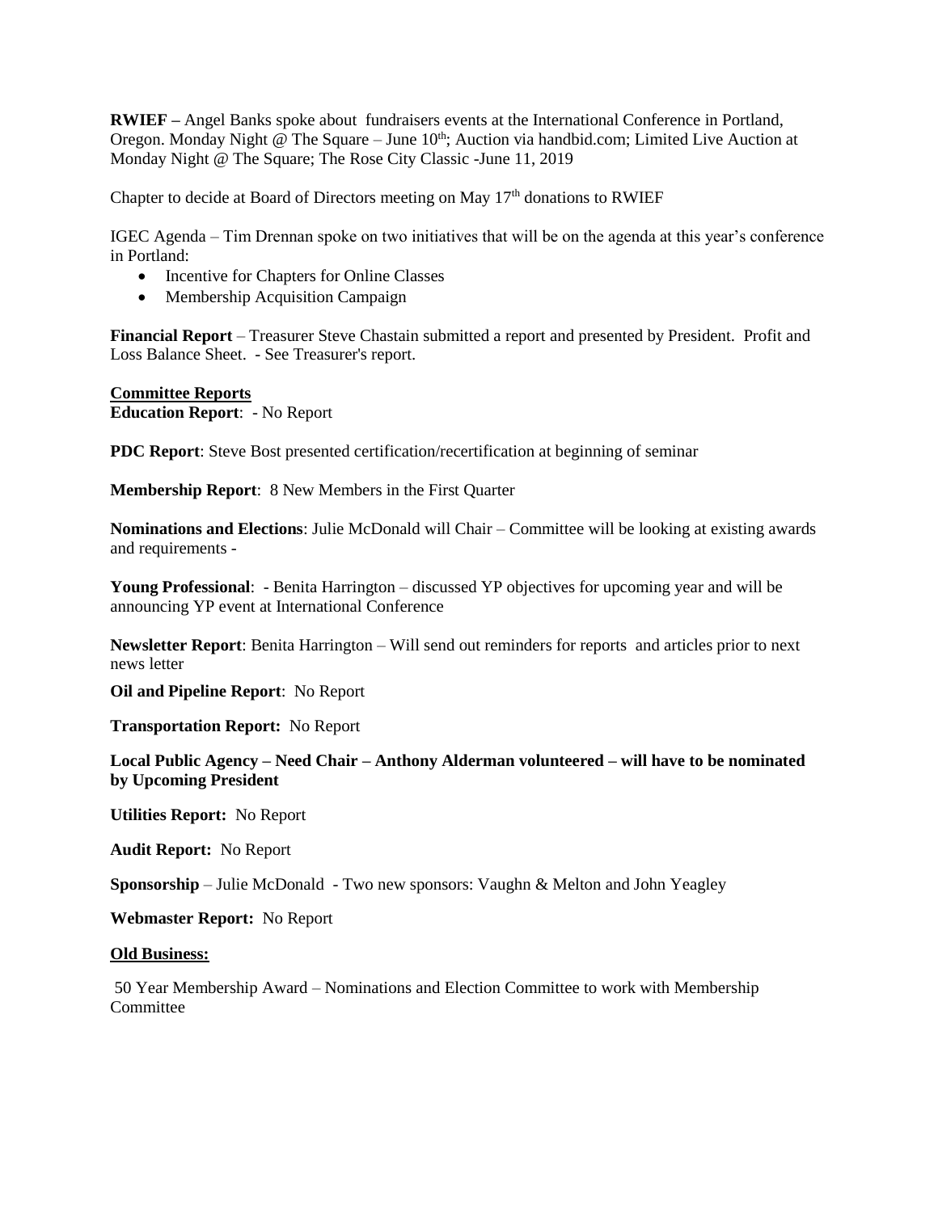**RWIEF –** Angel Banks spoke about fundraisers events at the International Conference in Portland, Oregon. Monday Night @ The Square – June 10th; Auction via handbid.com; Limited Live Auction at Monday Night @ The Square; The Rose City Classic -June 11, 2019

Chapter to decide at Board of Directors meeting on May 17th donations to RWIEF

IGEC Agenda – Tim Drennan spoke on two initiatives that will be on the agenda at this year's conference in Portland:

- Incentive for Chapters for Online Classes
- Membership Acquisition Campaign

**Financial Report** – Treasurer Steve Chastain submitted a report and presented by President. Profit and Loss Balance Sheet. - See Treasurer's report.

**Committee Reports**

**Education Report**: - No Report

**PDC Report**: Steve Bost presented certification/recertification at beginning of seminar

**Membership Report**: 8 New Members in the First Quarter

**Nominations and Elections**: Julie McDonald will Chair – Committee will be looking at existing awards and requirements -

**Young Professional**: - Benita Harrington – discussed YP objectives for upcoming year and will be announcing YP event at International Conference

**Newsletter Report**: Benita Harrington – Will send out reminders for reports and articles prior to next news letter

**Oil and Pipeline Report**: No Report

**Transportation Report:** No Report

**Local Public Agency – Need Chair – Anthony Alderman volunteered – will have to be nominated by Upcoming President**

**Utilities Report:** No Report

**Audit Report:** No Report

**Sponsorship** – Julie McDonald - Two new sponsors: Vaughn & Melton and John Yeagley

**Webmaster Report:** No Report

**Old Business:**

50 Year Membership Award – Nominations and Election Committee to work with Membership Committee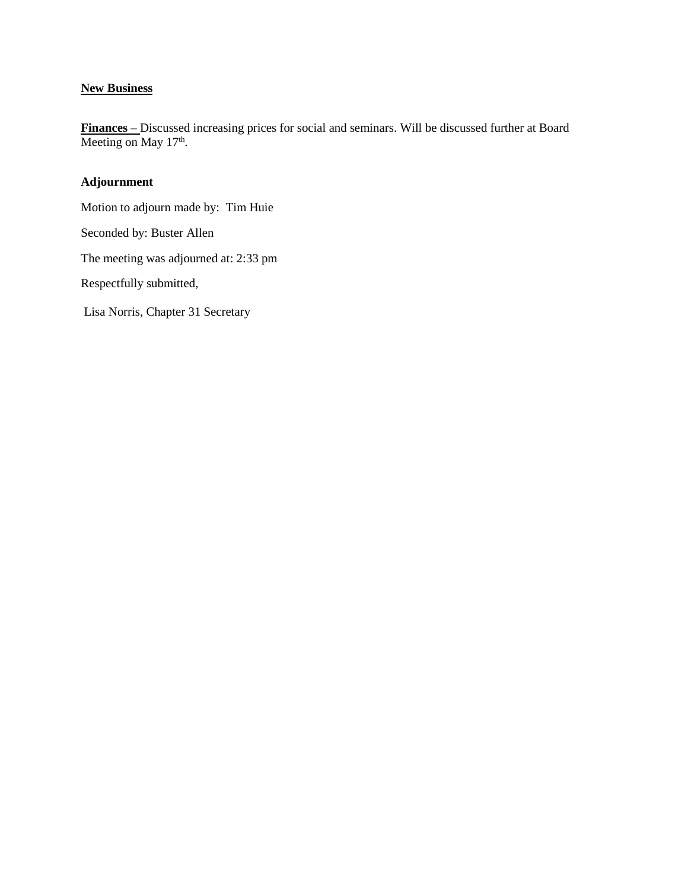## New Business

**Finances –** Discussed increasing prices for social and seminars. Will be discussed further at Board Meeting on May 17th.

### Adjournment

Motion to adjourn made by: Tim Huie

Seconded by: Buster Allen

The meeting was adjourned at: 2:33 pm

Respectfully submitted,

Lisa Norris, Chapter 31 Secretary